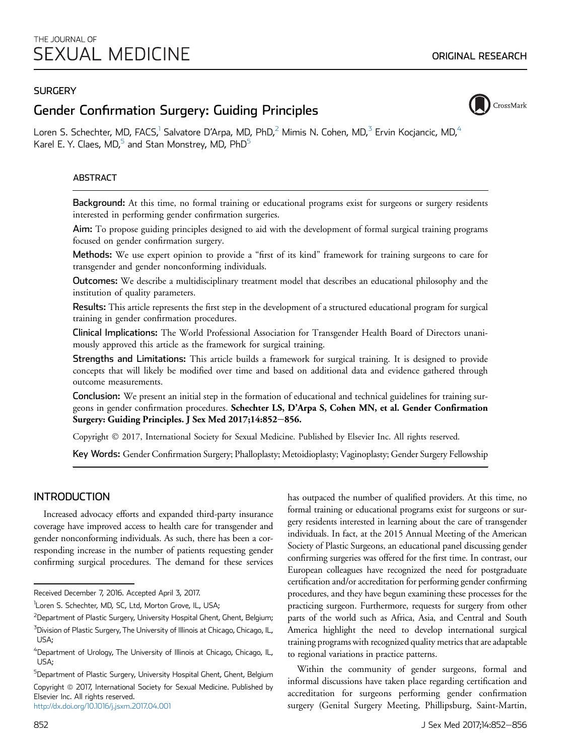THE JOURNAL OF
SEXUAL MEDICINE

ORIGINAL RESEARCH

SURGERY

# Gender Confirmation Surgery: Guiding Principles

Loren S. Schechter, MD, FACS,[1] Salvatore D'Arpa, MD, PhD,[2] Mimis N. Cohen, MD,[3] Ervin Kocjancic, MD,[4] Karel E. Y. Claes, MD,[5] and Stan Monstrey, MD, PhD[5]

## ABSTRACT

**Background:** At this time, no formal training or educational programs exist for surgeons or surgery residents interested in performing gender confirmation surgeries.

**Aim:** To propose guiding principles designed to aid with the development of formal surgical training programs focused on gender confirmation surgery.

**Methods:** We use expert opinion to provide a "first of its kind" framework for training surgeons to care for transgender and gender nonconforming individuals.

**Outcomes:** We describe a multidisciplinary treatment model that describes an educational philosophy and the institution of quality parameters.

**Results:** This article represents the first step in the development of a structured educational program for surgical training in gender confirmation procedures.

**Clinical Implications:** The World Professional Association for Transgender Health Board of Directors unanimously approved this article as the framework for surgical training.

**Strengths and Limitations:** This article builds a framework for surgical training. It is designed to provide concepts that will likely be modified over time and based on additional data and evidence gathered through outcome measurements.

**Conclusion:** We present an initial step in the formation of educational and technical guidelines for training surgeons in gender confirmation procedures. **Schechter LS, D'Arpa S, Cohen MN, et al. Gender Confirmation Surgery: Guiding Principles. J Sex Med 2017;14:852–856.**

Copyright © 2017, International Society for Sexual Medicine. Published by Elsevier Inc. All rights reserved.

**Key Words:** Gender Confirmation Surgery; Phalloplasty; Metoidioplasty; Vaginoplasty; Gender Surgery Fellowship

## INTRODUCTION

Increased advocacy efforts and expanded third-party insurance coverage have improved access to health care for transgender and gender nonconforming individuals. As such, there has been a corresponding increase in the number of patients requesting gender confirming surgical procedures. The demand for these services has outpaced the number of qualified providers. At this time, no formal training or educational programs exist for surgeons or surgery residents interested in learning about the care of transgender individuals. In fact, at the 2015 Annual Meeting of the American Society of Plastic Surgeons, an educational panel discussing gender confirming surgeries was offered for the first time. In contrast, our European colleagues have recognized the need for postgraduate certification and/or accreditation for performing gender confirming procedures, and they have begun examining these processes for the practicing surgeon. Furthermore, requests for surgery from other parts of the world such as Africa, Asia, and Central and South America highlight the need to develop international surgical training programs with recognized quality metrics that are adaptable to regional variations in practice patterns.

Within the community of gender surgeons, formal and informal discussions have taken place regarding certification and accreditation for surgeons performing gender confirmation surgery (Genital Surgery Meeting, Phillipsburg, Saint-Martin,

Received December 7, 2016. Accepted April 3, 2017.

[1]Loren S. Schechter, MD, SC, Ltd, Morton Grove, IL, USA;

[2]Department of Plastic Surgery, University Hospital Ghent, Ghent, Belgium;

[3]Division of Plastic Surgery, The University of Illinois at Chicago, Chicago, IL, USA;

[4]Department of Urology, The University of Illinois at Chicago, Chicago, IL, USA;

[5]Department of Plastic Surgery, University Hospital Ghent, Ghent, Belgium

Copyright © 2017, International Society for Sexual Medicine. Published by Elsevier Inc. All rights reserved.
http://dx.doi.org/10.1016/j.jsxm.2017.04.001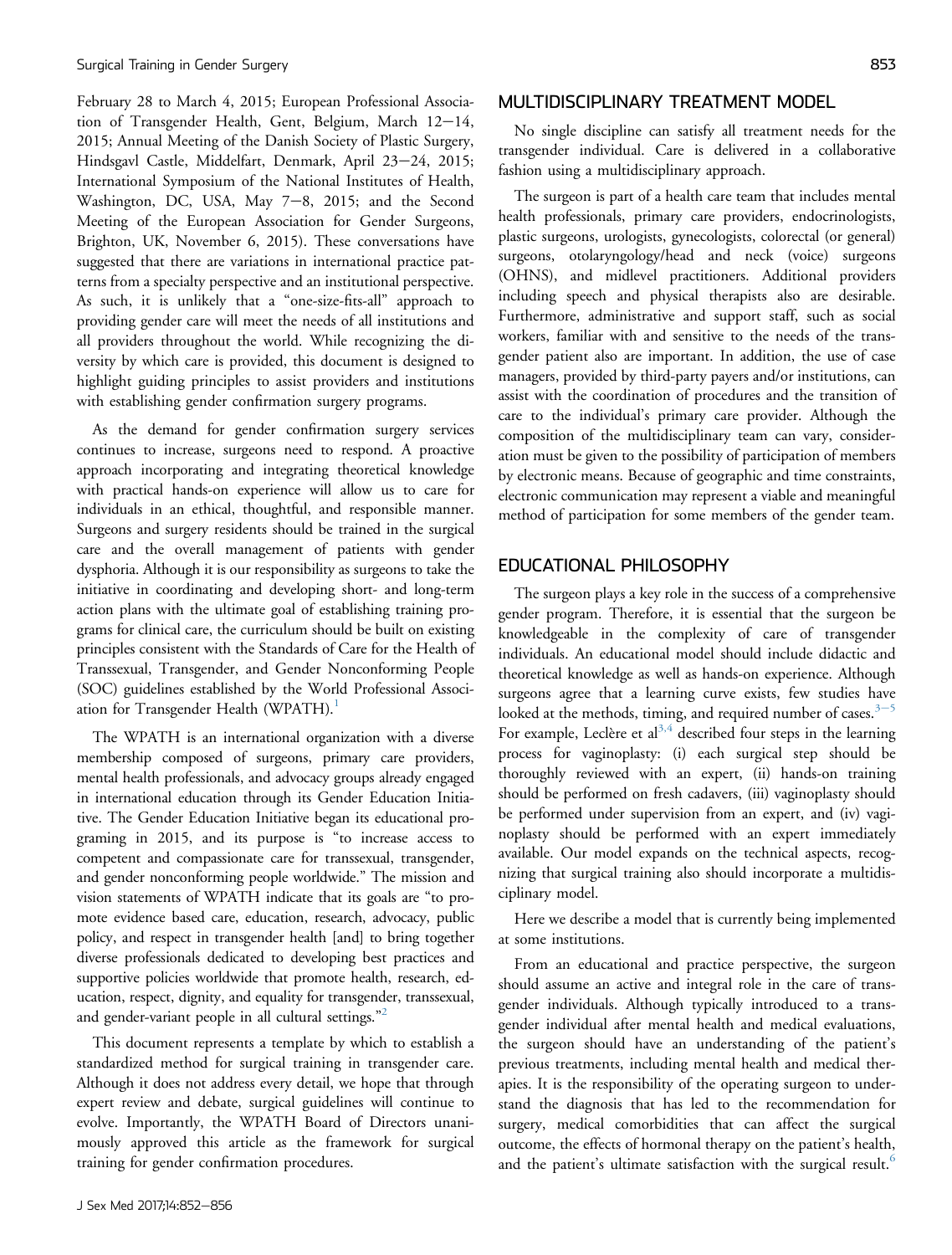February 28 to March 4, 2015; European Professional Association of Transgender Health, Gent, Belgium, March 12–14, 2015; Annual Meeting of the Danish Society of Plastic Surgery, Hindsgavl Castle, Middelfart, Denmark, April 23–24, 2015; International Symposium of the National Institutes of Health, Washington, DC, USA, May 7–8, 2015; and the Second Meeting of the European Association for Gender Surgeons, Brighton, UK, November 6, 2015). These conversations have suggested that there are variations in international practice patterns from a specialty perspective and an institutional perspective. As such, it is unlikely that a "one-size-fits-all" approach to providing gender care will meet the needs of all institutions and all providers throughout the world. While recognizing the diversity by which care is provided, this document is designed to highlight guiding principles to assist providers and institutions with establishing gender confirmation surgery programs.

As the demand for gender confirmation surgery services continues to increase, surgeons need to respond. A proactive approach incorporating and integrating theoretical knowledge with practical hands-on experience will allow us to care for individuals in an ethical, thoughtful, and responsible manner. Surgeons and surgery residents should be trained in the surgical care and the overall management of patients with gender dysphoria. Although it is our responsibility as surgeons to take the initiative in coordinating and developing short- and long-term action plans with the ultimate goal of establishing training programs for clinical care, the curriculum should be built on existing principles consistent with the Standards of Care for the Health of Transsexual, Transgender, and Gender Nonconforming People (SOC) guidelines established by the World Professional Association for Transgender Health (WPATH).[1]

The WPATH is an international organization with a diverse membership composed of surgeons, primary care providers, mental health professionals, and advocacy groups already engaged in international education through its Gender Education Initiative. The Gender Education Initiative began its educational programing in 2015, and its purpose is "to increase access to competent and compassionate care for transsexual, transgender, and gender nonconforming people worldwide." The mission and vision statements of WPATH indicate that its goals are "to promote evidence based care, education, research, advocacy, public policy, and respect in transgender health [and] to bring together diverse professionals dedicated to developing best practices and supportive policies worldwide that promote health, research, education, respect, dignity, and equality for transgender, transsexual, and gender-variant people in all cultural settings."[2]

This document represents a template by which to establish a standardized method for surgical training in transgender care. Although it does not address every detail, we hope that through expert review and debate, surgical guidelines will continue to evolve. Importantly, the WPATH Board of Directors unanimously approved this article as the framework for surgical training for gender confirmation procedures.

## MULTIDISCIPLINARY TREATMENT MODEL

No single discipline can satisfy all treatment needs for the transgender individual. Care is delivered in a collaborative fashion using a multidisciplinary approach.

The surgeon is part of a health care team that includes mental health professionals, primary care providers, endocrinologists, plastic surgeons, urologists, gynecologists, colorectal (or general) surgeons, otolaryngology/head and neck (voice) surgeons (OHNS), and midlevel practitioners. Additional providers including speech and physical therapists also are desirable. Furthermore, administrative and support staff, such as social workers, familiar with and sensitive to the needs of the transgender patient also are important. In addition, the use of case managers, provided by third-party payers and/or institutions, can assist with the coordination of procedures and the transition of care to the individual's primary care provider. Although the composition of the multidisciplinary team can vary, consideration must be given to the possibility of participation of members by electronic means. Because of geographic and time constraints, electronic communication may represent a viable and meaningful method of participation for some members of the gender team.

## EDUCATIONAL PHILOSOPHY

The surgeon plays a key role in the success of a comprehensive gender program. Therefore, it is essential that the surgeon be knowledgeable in the complexity of care of transgender individuals. An educational model should include didactic and theoretical knowledge as well as hands-on experience. Although surgeons agree that a learning curve exists, few studies have looked at the methods, timing, and required number of cases.[3–5] For example, Leclère et al[3,4] described four steps in the learning process for vaginoplasty: (i) each surgical step should be thoroughly reviewed with an expert, (ii) hands-on training should be performed on fresh cadavers, (iii) vaginoplasty should be performed under supervision from an expert, and (iv) vaginoplasty should be performed with an expert immediately available. Our model expands on the technical aspects, recognizing that surgical training also should incorporate a multidisciplinary model.

Here we describe a model that is currently being implemented at some institutions.

From an educational and practice perspective, the surgeon should assume an active and integral role in the care of transgender individuals. Although typically introduced to a transgender individual after mental health and medical evaluations, the surgeon should have an understanding of the patient's previous treatments, including mental health and medical therapies. It is the responsibility of the operating surgeon to understand the diagnosis that has led to the recommendation for surgery, medical comorbidities that can affect the surgical outcome, the effects of hormonal therapy on the patient's health, and the patient's ultimate satisfaction with the surgical result.[6]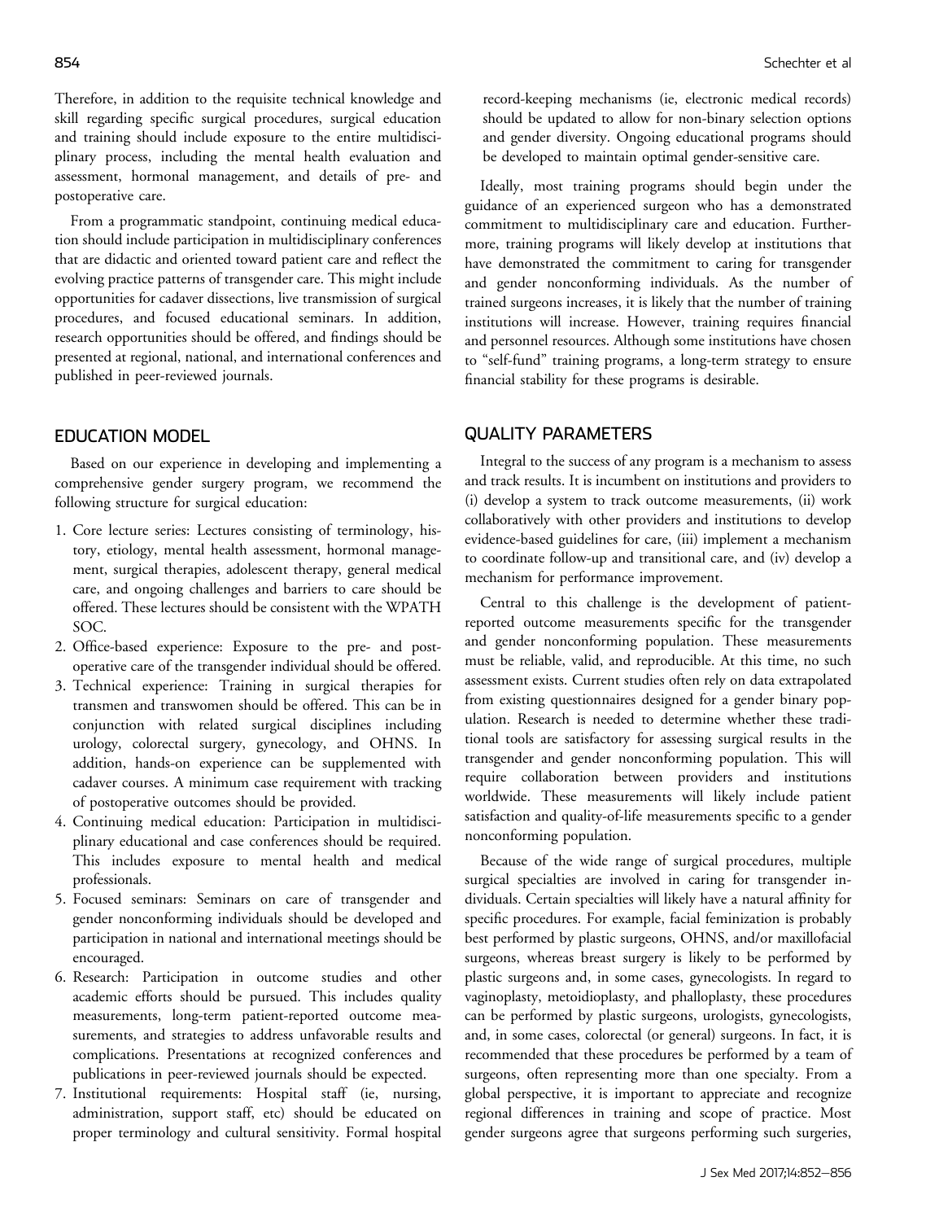Therefore, in addition to the requisite technical knowledge and skill regarding specific surgical procedures, surgical education and training should include exposure to the entire multidisciplinary process, including the mental health evaluation and assessment, hormonal management, and details of pre- and postoperative care.

From a programmatic standpoint, continuing medical education should include participation in multidisciplinary conferences that are didactic and oriented toward patient care and reflect the evolving practice patterns of transgender care. This might include opportunities for cadaver dissections, live transmission of surgical procedures, and focused educational seminars. In addition, research opportunities should be offered, and findings should be presented at regional, national, and international conferences and published in peer-reviewed journals.

## EDUCATION MODEL

Based on our experience in developing and implementing a comprehensive gender surgery program, we recommend the following structure for surgical education:

1. Core lecture series: Lectures consisting of terminology, history, etiology, mental health assessment, hormonal management, surgical therapies, adolescent therapy, general medical care, and ongoing challenges and barriers to care should be offered. These lectures should be consistent with the WPATH SOC.
2. Office-based experience: Exposure to the pre- and postoperative care of the transgender individual should be offered.
3. Technical experience: Training in surgical therapies for transmen and transwomen should be offered. This can be in conjunction with related surgical disciplines including urology, colorectal surgery, gynecology, and OHNS. In addition, hands-on experience can be supplemented with cadaver courses. A minimum case requirement with tracking of postoperative outcomes should be provided.
4. Continuing medical education: Participation in multidisciplinary educational and case conferences should be required. This includes exposure to mental health and medical professionals.
5. Focused seminars: Seminars on care of transgender and gender nonconforming individuals should be developed and participation in national and international meetings should be encouraged.
6. Research: Participation in outcome studies and other academic efforts should be pursued. This includes quality measurements, long-term patient-reported outcome measurements, and strategies to address unfavorable results and complications. Presentations at recognized conferences and publications in peer-reviewed journals should be expected.
7. Institutional requirements: Hospital staff (ie, nursing, administration, support staff, etc) should be educated on proper terminology and cultural sensitivity. Formal hospital record-keeping mechanisms (ie, electronic medical records) should be updated to allow for non-binary selection options and gender diversity. Ongoing educational programs should be developed to maintain optimal gender-sensitive care.

Ideally, most training programs should begin under the guidance of an experienced surgeon who has a demonstrated commitment to multidisciplinary care and education. Furthermore, training programs will likely develop at institutions that have demonstrated the commitment to caring for transgender and gender nonconforming individuals. As the number of trained surgeons increases, it is likely that the number of training institutions will increase. However, training requires financial and personnel resources. Although some institutions have chosen to "self-fund" training programs, a long-term strategy to ensure financial stability for these programs is desirable.

## QUALITY PARAMETERS

Integral to the success of any program is a mechanism to assess and track results. It is incumbent on institutions and providers to (i) develop a system to track outcome measurements, (ii) work collaboratively with other providers and institutions to develop evidence-based guidelines for care, (iii) implement a mechanism to coordinate follow-up and transitional care, and (iv) develop a mechanism for performance improvement.

Central to this challenge is the development of patient-reported outcome measurements specific for the transgender and gender nonconforming population. These measurements must be reliable, valid, and reproducible. At this time, no such assessment exists. Current studies often rely on data extrapolated from existing questionnaires designed for a gender binary population. Research is needed to determine whether these traditional tools are satisfactory for assessing surgical results in the transgender and gender nonconforming population. This will require collaboration between providers and institutions worldwide. These measurements will likely include patient satisfaction and quality-of-life measurements specific to a gender nonconforming population.

Because of the wide range of surgical procedures, multiple surgical specialties are involved in caring for transgender individuals. Certain specialties will likely have a natural affinity for specific procedures. For example, facial feminization is probably best performed by plastic surgeons, OHNS, and/or maxillofacial surgeons, whereas breast surgery is likely to be performed by plastic surgeons and, in some cases, gynecologists. In regard to vaginoplasty, metoidioplasty, and phalloplasty, these procedures can be performed by plastic surgeons, urologists, gynecologists, and, in some cases, colorectal (or general) surgeons. In fact, it is recommended that these procedures be performed by a team of surgeons, often representing more than one specialty. From a global perspective, it is important to appreciate and recognize regional differences in training and scope of practice. Most gender surgeons agree that surgeons performing such surgeries,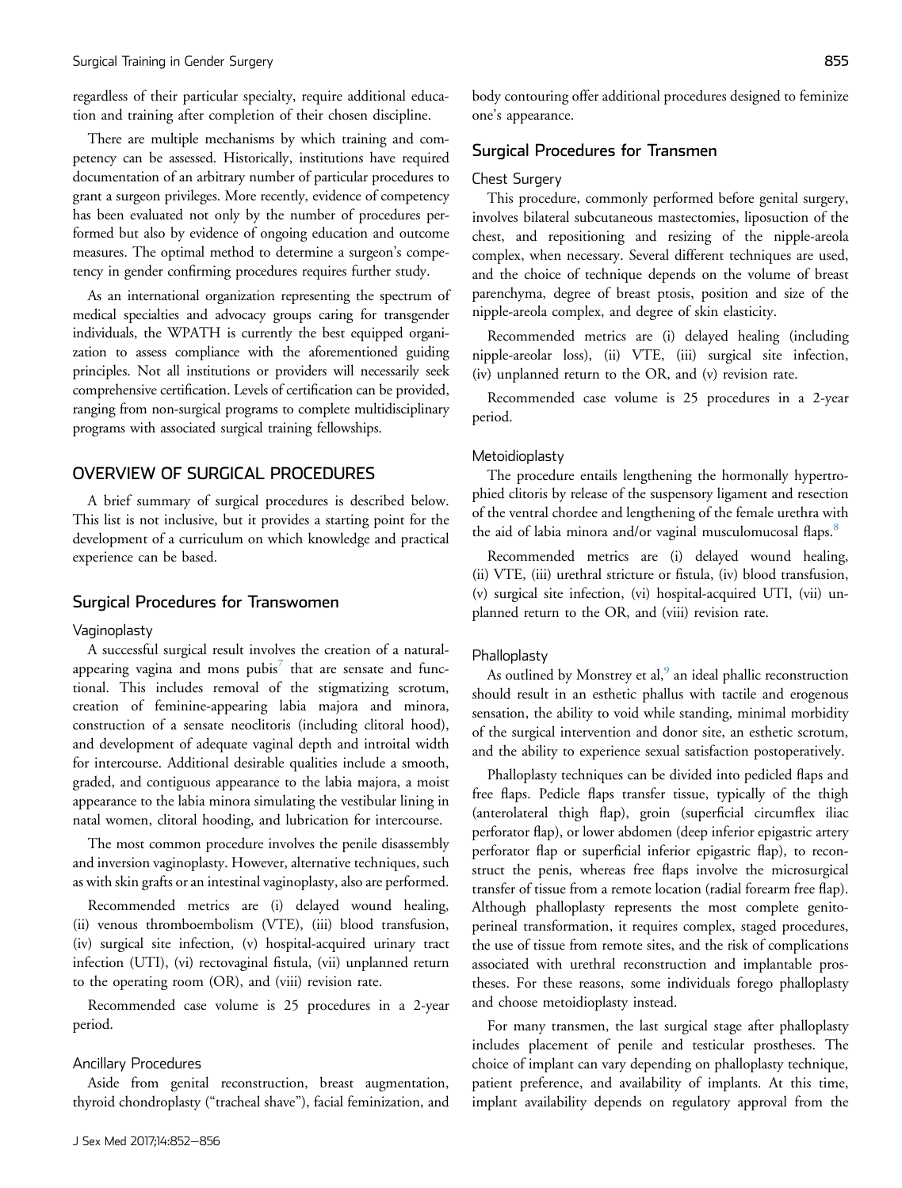regardless of their particular specialty, require additional education and training after completion of their chosen discipline.

There are multiple mechanisms by which training and competency can be assessed. Historically, institutions have required documentation of an arbitrary number of particular procedures to grant a surgeon privileges. More recently, evidence of competency has been evaluated not only by the number of procedures performed but also by evidence of ongoing education and outcome measures. The optimal method to determine a surgeon's competency in gender confirming procedures requires further study.

As an international organization representing the spectrum of medical specialties and advocacy groups caring for transgender individuals, the WPATH is currently the best equipped organization to assess compliance with the aforementioned guiding principles. Not all institutions or providers will necessarily seek comprehensive certification. Levels of certification can be provided, ranging from non-surgical programs to complete multidisciplinary programs with associated surgical training fellowships.

## OVERVIEW OF SURGICAL PROCEDURES

A brief summary of surgical procedures is described below. This list is not inclusive, but it provides a starting point for the development of a curriculum on which knowledge and practical experience can be based.

### Surgical Procedures for Transwomen

#### Vaginoplasty

A successful surgical result involves the creation of a natural-appearing vagina and mons pubis[7] that are sensate and functional. This includes removal of the stigmatizing scrotum, creation of feminine-appearing labia majora and minora, construction of a sensate neoclitoris (including clitoral hood), and development of adequate vaginal depth and introital width for intercourse. Additional desirable qualities include a smooth, graded, and contiguous appearance to the labia majora, a moist appearance to the labia minora simulating the vestibular lining in natal women, clitoral hooding, and lubrication for intercourse.

The most common procedure involves the penile disassembly and inversion vaginoplasty. However, alternative techniques, such as with skin grafts or an intestinal vaginoplasty, also are performed.

Recommended metrics are (i) delayed wound healing, (ii) venous thromboembolism (VTE), (iii) blood transfusion, (iv) surgical site infection, (v) hospital-acquired urinary tract infection (UTI), (vi) rectovaginal fistula, (vii) unplanned return to the operating room (OR), and (viii) revision rate.

Recommended case volume is 25 procedures in a 2-year period.

#### Ancillary Procedures

Aside from genital reconstruction, breast augmentation, thyroid chondroplasty ("tracheal shave"), facial feminization, and body contouring offer additional procedures designed to feminize one's appearance.

### Surgical Procedures for Transmen

#### Chest Surgery

This procedure, commonly performed before genital surgery, involves bilateral subcutaneous mastectomies, liposuction of the chest, and repositioning and resizing of the nipple-areola complex, when necessary. Several different techniques are used, and the choice of technique depends on the volume of breast parenchyma, degree of breast ptosis, position and size of the nipple-areola complex, and degree of skin elasticity.

Recommended metrics are (i) delayed healing (including nipple-areolar loss), (ii) VTE, (iii) surgical site infection, (iv) unplanned return to the OR, and (v) revision rate.

Recommended case volume is 25 procedures in a 2-year period.

#### Metoidioplasty

The procedure entails lengthening the hormonally hypertrophied clitoris by release of the suspensory ligament and resection of the ventral chordee and lengthening of the female urethra with the aid of labia minora and/or vaginal musculomucosal flaps.[8]

Recommended metrics are (i) delayed wound healing, (ii) VTE, (iii) urethral stricture or fistula, (iv) blood transfusion, (v) surgical site infection, (vi) hospital-acquired UTI, (vii) unplanned return to the OR, and (viii) revision rate.

#### Phalloplasty

As outlined by Monstrey et al,[9] an ideal phallic reconstruction should result in an esthetic phallus with tactile and erogenous sensation, the ability to void while standing, minimal morbidity of the surgical intervention and donor site, an esthetic scrotum, and the ability to experience sexual satisfaction postoperatively.

Phalloplasty techniques can be divided into pedicled flaps and free flaps. Pedicle flaps transfer tissue, typically of the thigh (anterolateral thigh flap), groin (superficial circumflex iliac perforator flap), or lower abdomen (deep inferior epigastric artery perforator flap or superficial inferior epigastric flap), to reconstruct the penis, whereas free flaps involve the microsurgical transfer of tissue from a remote location (radial forearm free flap). Although phalloplasty represents the most complete genitoperineal transformation, it requires complex, staged procedures, the use of tissue from remote sites, and the risk of complications associated with urethral reconstruction and implantable prostheses. For these reasons, some individuals forego phalloplasty and choose metoidioplasty instead.

For many transmen, the last surgical stage after phalloplasty includes placement of penile and testicular prostheses. The choice of implant can vary depending on phalloplasty technique, patient preference, and availability of implants. At this time, implant availability depends on regulatory approval from the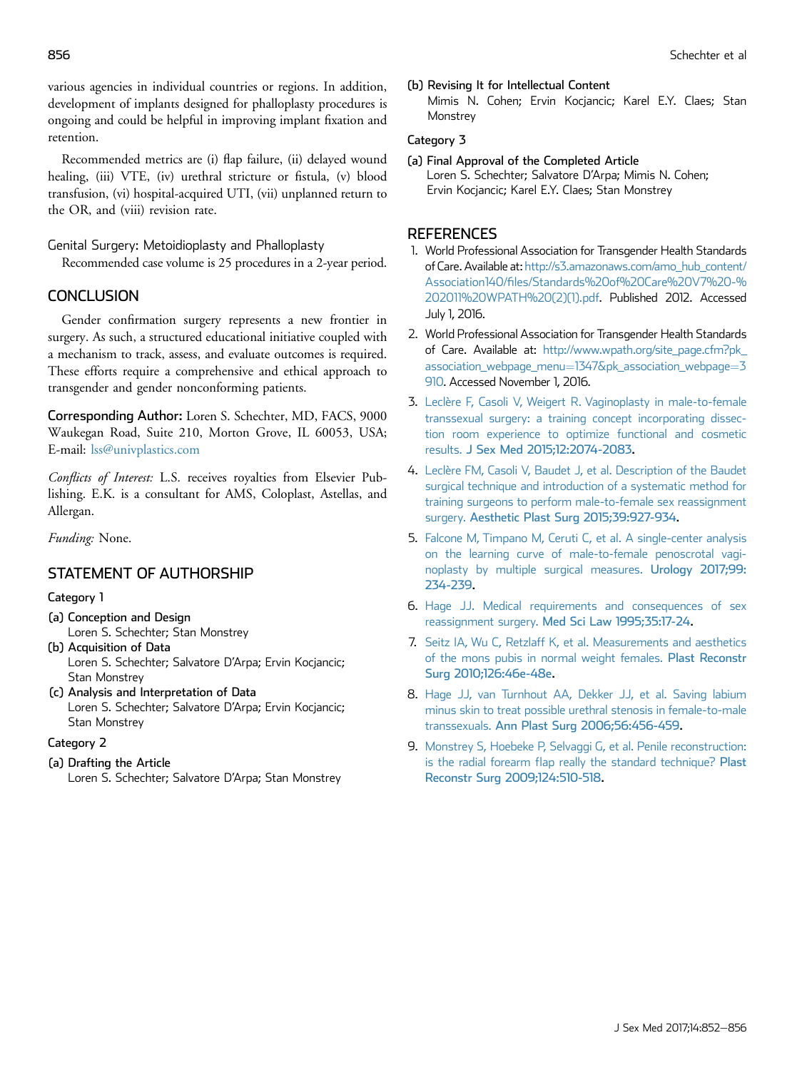various agencies in individual countries or regions. In addition, development of implants designed for phalloplasty procedures is ongoing and could be helpful in improving implant fixation and retention.

Recommended metrics are (i) flap failure, (ii) delayed wound healing, (iii) VTE, (iv) urethral stricture or fistula, (v) blood transfusion, (vi) hospital-acquired UTI, (vii) unplanned return to the OR, and (viii) revision rate.

### Genital Surgery: Metoidioplasty and Phalloplasty

Recommended case volume is 25 procedures in a 2-year period.

## CONCLUSION

Gender confirmation surgery represents a new frontier in surgery. As such, a structured educational initiative coupled with a mechanism to track, assess, and evaluate outcomes is required. These efforts require a comprehensive and ethical approach to transgender and gender nonconforming patients.

**Corresponding Author:** Loren S. Schechter, MD, FACS, 9000 Waukegan Road, Suite 210, Morton Grove, IL 60053, USA; E-mail: lss@univplastics.com

*Conflicts of Interest:* L.S. receives royalties from Elsevier Publishing. E.K. is a consultant for AMS, Coloplast, Astellas, and Allergan.

*Funding:* None.

## STATEMENT OF AUTHORSHIP

### Category 1

(a) Conception and Design
Loren S. Schechter; Stan Monstrey

(b) Acquisition of Data
Loren S. Schechter; Salvatore D'Arpa; Ervin Kocjancic; Stan Monstrey

(c) Analysis and Interpretation of Data
Loren S. Schechter; Salvatore D'Arpa; Ervin Kocjancic; Stan Monstrey

### Category 2

(a) Drafting the Article
Loren S. Schechter; Salvatore D'Arpa; Stan Monstrey

(b) Revising It for Intellectual Content
Mimis N. Cohen; Ervin Kocjancic; Karel E.Y. Claes; Stan Monstrey

### Category 3

(a) Final Approval of the Completed Article
Loren S. Schechter; Salvatore D'Arpa; Mimis N. Cohen; Ervin Kocjancic; Karel E.Y. Claes; Stan Monstrey

## REFERENCES

1. World Professional Association for Transgender Health Standards of Care. Available at: http://s3.amazonaws.com/amo_hub_content/Association140/files/Standards%20of%20Care%20V7%20-%202011%20WPATH%20(2)(1).pdf. Published 2012. Accessed July 1, 2016.
2. World Professional Association for Transgender Health Standards of Care. Available at: http://www.wpath.org/site_page.cfm?pk_association_webpage_menu=1347&pk_association_webpage=3910. Accessed November 1, 2016.
3. Leclère F, Casoli V, Weigert R. Vaginoplasty in male-to-female transsexual surgery: a training concept incorporating dissection room experience to optimize functional and cosmetic results. J Sex Med 2015;12:2074-2083.
4. Leclère FM, Casoli V, Baudet J, et al. Description of the Baudet surgical technique and introduction of a systematic method for training surgeons to perform male-to-female sex reassignment surgery. Aesthetic Plast Surg 2015;39:927-934.
5. Falcone M, Timpano M, Ceruti C, et al. A single-center analysis on the learning curve of male-to-female penoscrotal vaginoplasty by multiple surgical measures. Urology 2017;99:234-239.
6. Hage JJ. Medical requirements and consequences of sex reassignment surgery. Med Sci Law 1995;35:17-24.
7. Seitz IA, Wu C, Retzlaff K, et al. Measurements and aesthetics of the mons pubis in normal weight females. Plast Reconstr Surg 2010;126:46e-48e.
8. Hage JJ, van Turnhout AA, Dekker JJ, et al. Saving labium minus skin to treat possible urethral stenosis in female-to-male transsexuals. Ann Plast Surg 2006;56:456-459.
9. Monstrey S, Hoebeke P, Selvaggi G, et al. Penile reconstruction: is the radial forearm flap really the standard technique? Plast Reconstr Surg 2009;124:510-518.